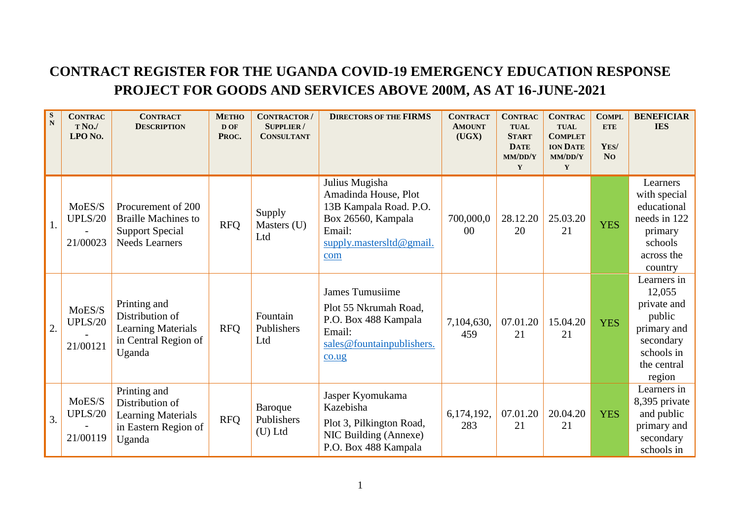# CONTRACT REGISTER FOR THE UGANDA COVID-19 EMERGENCY EDUCATION RESPONSE PROJECT FOR GOODS AND SERVICES ABOVE 200M, AS AT 16-JUNE-2021

| SN | CONTRACT NO./ LPO NO. | CONTRACT DESCRIPTION | METHOD OF PROC. | CONTRACTOR / SUPPLIER / CONSULTANT | DIRECTORS OF THE FIRMS | CONTRACT AMOUNT (UGX) | CONTRACTUAL START DATE MM/DD/YY | CONTRACTUAL COMPLETION DATE MM/DD/YY | COMPLETE YES/ NO | BENEFICIARIES |
|---|---|---|---|---|---|---|---|---|---|---|
| 1. | MoES/SUPLS/2020-21/00023 | Procurement of 200 Braille Machines to Support Special Needs Learners | RFQ | Supply Masters (U) Ltd | Julius Mugisha Amadinda House, Plot 13B Kampala Road. P.O. Box 26560, Kampala Email: supply.mastersltd@gmail.com | 700,000,000 | 28.12.2020 | 25.03.2021 | YES | Learners with special educational needs in 122 primary schools across the country |
| 2. | MoES/SUPLS/2020-21/00121 | Printing and Distribution of Learning Materials in Central Region of Uganda | RFQ | Fountain Publishers Ltd | James Tumusiime Plot 55 Nkrumah Road, P.O. Box 488 Kampala Email: sales@fountainpublishers.co.ug | 7,104,630,459 | 07.01.2021 | 15.04.2021 | YES | Learners in 12,055 private and public primary and secondary schools in the central region |
| 3. | MoES/SUPLS/2020-21/00119 | Printing and Distribution of Learning Materials in Eastern Region of Uganda | RFQ | Baroque Publishers (U) Ltd | Jasper Kyomukama Kazebisha Plot 3, Pilkington Road, NIC Building (Annexe) P.O. Box 488 Kampala | 6,174,192,283 | 07.01.2021 | 20.04.2021 | YES | Learners in 8,395 private and public primary and secondary schools in |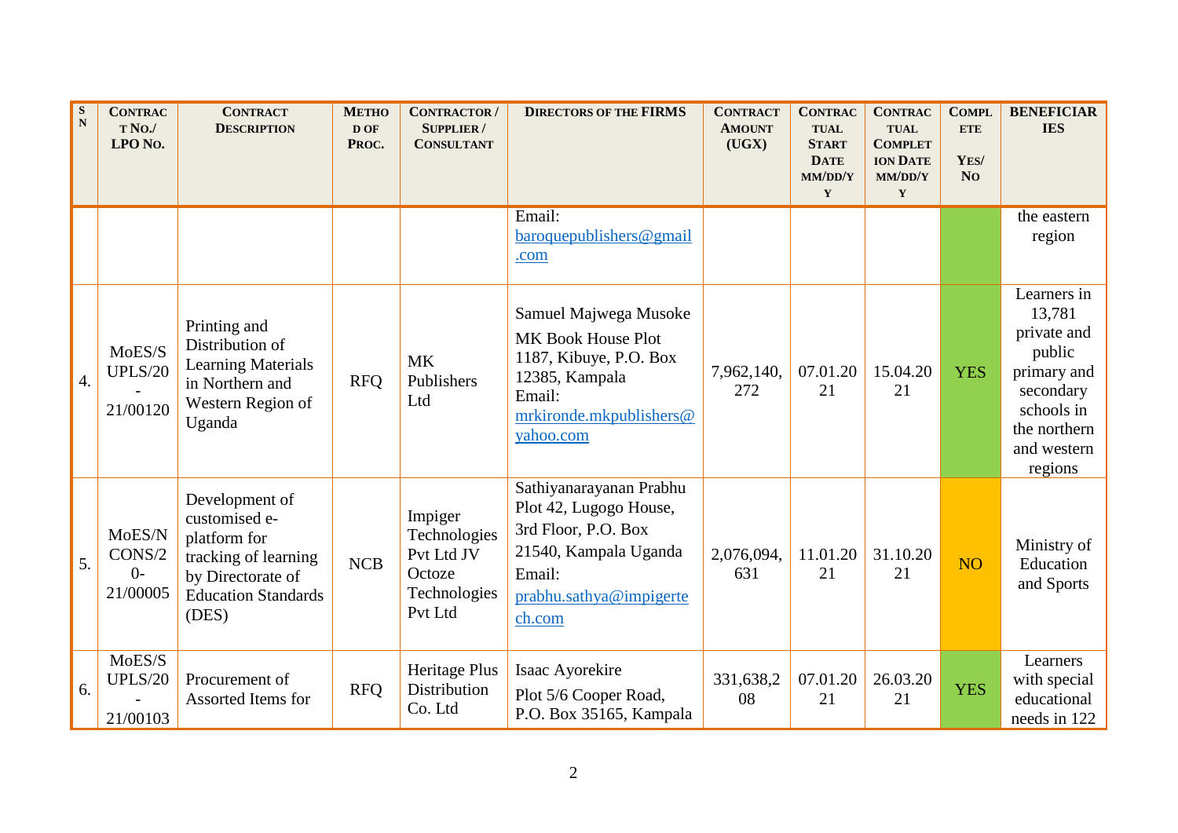| SN | Contract No./ LPO No. | Contract Description | Method of Proc. | Contractor / Supplier / Consultant | Directors of the FIRMS | Contract Amount (UGX) | Contractual Start Date MM/DD/YY | Contractual Completion Date MM/DD/YY | Complete Yes/ No | Beneficiaries |
|---|---|---|---|---|---|---|---|---|---|---|
| | | | | | Email: baroquepublishers@gmail.com | | | | | the eastern region |
| 4. | MoES/SUPLS/2020-21/00120 | Printing and Distribution of Learning Materials in Northern and Western Region of Uganda | RFQ | MK Publishers Ltd | Samuel Majwega Musoke MK Book House Plot 1187, Kibuye, P.O. Box 12385, Kampala Email: mrkironde.mkpublishers@yahoo.com | 7,962,140,272 | 07.01.2021 | 15.04.2021 | YES | Learners in 13,781 private and public primary and secondary schools in the northern and western regions |
| 5. | MoES/NCONS/20-21/00005 | Development of customised e-platform for tracking of learning by Directorate of Education Standards (DES) | NCB | Impiger Technologies Pvt Ltd JV Octoze Technologies Pvt Ltd | Sathiyanarayanan Prabhu Plot 42, Lugogo House, 3rd Floor, P.O. Box 21540, Kampala Uganda Email: prabhu.sathya@impigertech.com | 2,076,094,631 | 11.01.2021 | 31.10.2021 | NO | Ministry of Education and Sports |
| 6. | MoES/SUPLS/20-21/00103 | Procurement of Assorted Items for | RFQ | Heritage Plus Distribution Co. Ltd | Isaac Ayorekire Plot 5/6 Cooper Road, P.O. Box 35165, Kampala | 331,638,208 | 07.01.2021 | 26.03.2021 | YES | Learners with special educational needs in 122 |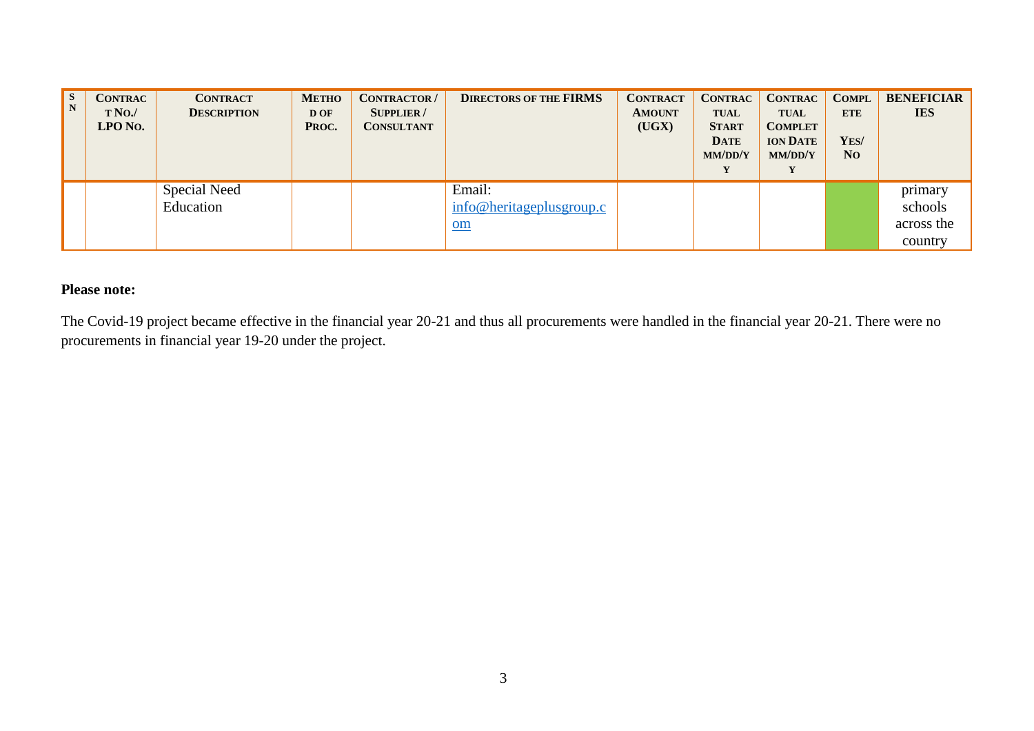| SN | CONTRACT NO./ LPO NO. | CONTRACT DESCRIPTION | METHOD OF PROC. | CONTRACTOR / SUPPLIER / CONSULTANT | DIRECTORS OF THE FIRMS | CONTRACT AMOUNT (UGX) | CONTRACTUAL START DATE MM/DD/YY | CONTRACTUAL COMPLETION DATE MM/DD/YY | COMPLETE YES/ NO | BENEFICIARIES |
|---|---|---|---|---|---|---|---|---|---|---|
| | | Special Need Education | | | Email: info@heritageplusgroup.com | | | | | primary schools across the country |

**Please note:**

The Covid-19 project became effective in the financial year 20-21 and thus all procurements were handled in the financial year 20-21. There were no procurements in financial year 19-20 under the project.